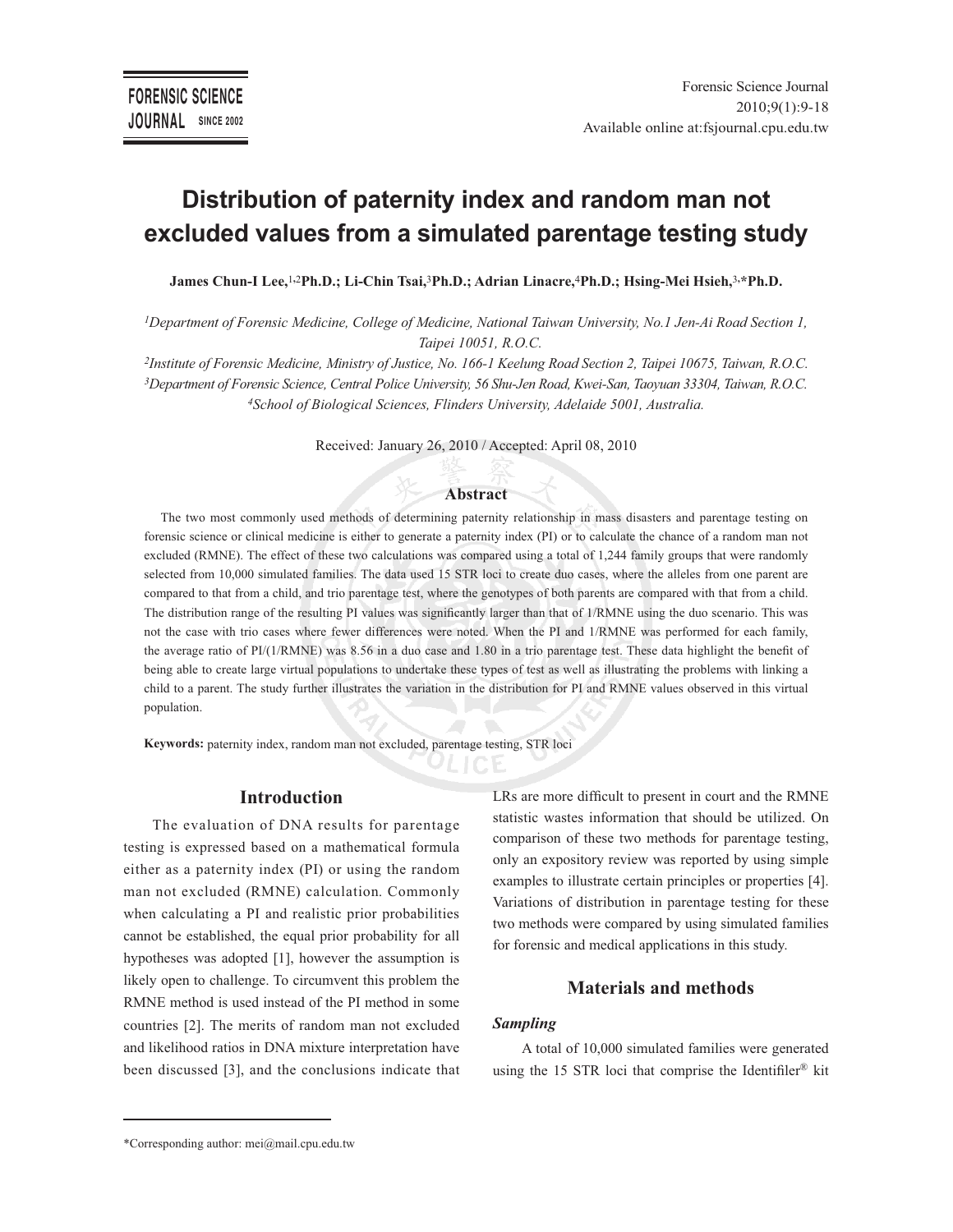# Distribution of paternity index and random man not excluded values from a simulated parentage testing study

**James Chun-I Lee,[1,2]Ph.D.; Li-Chin Tsai,[3]Ph.D.; Adrian Linacre,[4]Ph.D.; Hsing-Mei Hsieh,[3,]*Ph.D.**

*[1]Department of Forensic Medicine, College of Medicine, National Taiwan University, No.1 Jen-Ai Road Section 1, Taipei 10051, R.O.C.*

*[2]Institute of Forensic Medicine, Ministry of Justice, No. 166-1 Keelung Road Section 2, Taipei 10675, Taiwan, R.O.C.*

*[3]Department of Forensic Science, Central Police University, 56 Shu-Jen Road, Kwei-San, Taoyuan 33304, Taiwan, R.O.C.*

*[4]School of Biological Sciences, Flinders University, Adelaide 5001, Australia.*

Received: January 26, 2010 / Accepted: April 08, 2010

## Abstract

The two most commonly used methods of determining paternity relationship in mass disasters and parentage testing on forensic science or clinical medicine is either to generate a paternity index (PI) or to calculate the chance of a random man not excluded (RMNE). The effect of these two calculations was compared using a total of 1,244 family groups that were randomly selected from 10,000 simulated families. The data used 15 STR loci to create duo cases, where the alleles from one parent are compared to that from a child, and trio parentage test, where the genotypes of both parents are compared with that from a child. The distribution range of the resulting PI values was significantly larger than that of 1/RMNE using the duo scenario. This was not the case with trio cases where fewer differences were noted. When the PI and 1/RMNE was performed for each family, the average ratio of PI/(1/RMNE) was 8.56 in a duo case and 1.80 in a trio parentage test. These data highlight the benefit of being able to create large virtual populations to undertake these types of test as well as illustrating the problems with linking a child to a parent. The study further illustrates the variation in the distribution for PI and RMNE values observed in this virtual population.

**Keywords:** paternity index, random man not excluded, parentage testing, STR loci

## Introduction

The evaluation of DNA results for parentage testing is expressed based on a mathematical formula either as a paternity index (PI) or using the random man not excluded (RMNE) calculation. Commonly when calculating a PI and realistic prior probabilities cannot be established, the equal prior probability for all hypotheses was adopted [1], however the assumption is likely open to challenge. To circumvent this problem the RMNE method is used instead of the PI method in some countries [2]. The merits of random man not excluded and likelihood ratios in DNA mixture interpretation have been discussed [3], and the conclusions indicate that LRs are more difficult to present in court and the RMNE statistic wastes information that should be utilized. On comparison of these two methods for parentage testing, only an expository review was reported by using simple examples to illustrate certain principles or properties [4]. Variations of distribution in parentage testing for these two methods were compared by using simulated families for forensic and medical applications in this study.

## Materials and methods

### *Sampling*

A total of 10,000 simulated families were generated using the 15 STR loci that comprise the Identifiler® kit

\*Corresponding author: mei@mail.cpu.edu.tw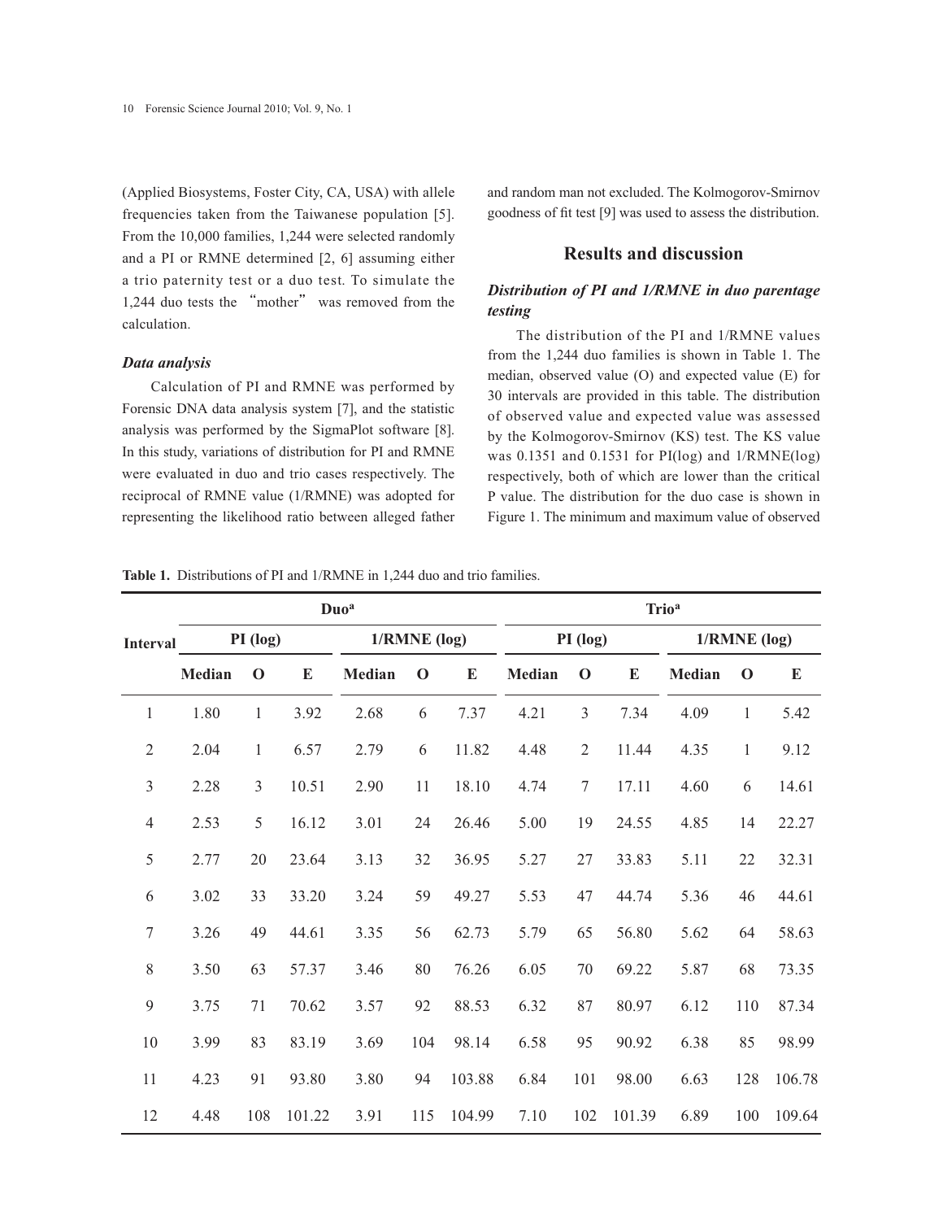(Applied Biosystems, Foster City, CA, USA) with allele frequencies taken from the Taiwanese population [5]. From the 10,000 families, 1,244 were selected randomly and a PI or RMNE determined [2, 6] assuming either a trio paternity test or a duo test. To simulate the 1,244 duo tests the "mother" was removed from the calculation.

### *Data analysis*

Calculation of PI and RMNE was performed by Forensic DNA data analysis system [7], and the statistic analysis was performed by the SigmaPlot software [8]. In this study, variations of distribution for PI and RMNE were evaluated in duo and trio cases respectively. The reciprocal of RMNE value (1/RMNE) was adopted for representing the likelihood ratio between alleged father and random man not excluded. The Kolmogorov-Smirnov goodness of fit test [9] was used to assess the distribution.

## Results and discussion

### *Distribution of PI and 1/RMNE in duo parentage testing*

The distribution of the PI and 1/RMNE values from the 1,244 duo families is shown in Table 1. The median, observed value (O) and expected value (E) for 30 intervals are provided in this table. The distribution of observed value and expected value was assessed by the Kolmogorov-Smirnov (KS) test. The KS value was 0.1351 and 0.1531 for PI(log) and 1/RMNE(log) respectively, both of which are lower than the critical P value. The distribution for the duo case is shown in Figure 1. The minimum and maximum value of observed

**Table 1.** Distributions of PI and 1/RMNE in 1,244 duo and trio families.

| Interval | Duo[a] | | | | | | Trio[a] | | | | | |
|---|---|---|---|---|---|---|---|---|---|---|---|---|
| | PI (log) | | | 1/RMNE (log) | | | PI (log) | | | 1/RMNE (log) | | |
| | Median | O | E | Median | O | E | Median | O | E | Median | O | E |
| 1 | 1.80 | 1 | 3.92 | 2.68 | 6 | 7.37 | 4.21 | 3 | 7.34 | 4.09 | 1 | 5.42 |
| 2 | 2.04 | 1 | 6.57 | 2.79 | 6 | 11.82 | 4.48 | 2 | 11.44 | 4.35 | 1 | 9.12 |
| 3 | 2.28 | 3 | 10.51 | 2.90 | 11 | 18.10 | 4.74 | 7 | 17.11 | 4.60 | 6 | 14.61 |
| 4 | 2.53 | 5 | 16.12 | 3.01 | 24 | 26.46 | 5.00 | 19 | 24.55 | 4.85 | 14 | 22.27 |
| 5 | 2.77 | 20 | 23.64 | 3.13 | 32 | 36.95 | 5.27 | 27 | 33.83 | 5.11 | 22 | 32.31 |
| 6 | 3.02 | 33 | 33.20 | 3.24 | 59 | 49.27 | 5.53 | 47 | 44.74 | 5.36 | 46 | 44.61 |
| 7 | 3.26 | 49 | 44.61 | 3.35 | 56 | 62.73 | 5.79 | 65 | 56.80 | 5.62 | 64 | 58.63 |
| 8 | 3.50 | 63 | 57.37 | 3.46 | 80 | 76.26 | 6.05 | 70 | 69.22 | 5.87 | 68 | 73.35 |
| 9 | 3.75 | 71 | 70.62 | 3.57 | 92 | 88.53 | 6.32 | 87 | 80.97 | 6.12 | 110 | 87.34 |
| 10 | 3.99 | 83 | 83.19 | 3.69 | 104 | 98.14 | 6.58 | 95 | 90.92 | 6.38 | 85 | 98.99 |
| 11 | 4.23 | 91 | 93.80 | 3.80 | 94 | 103.88 | 6.84 | 101 | 98.00 | 6.63 | 128 | 106.78 |
| 12 | 4.48 | 108 | 101.22 | 3.91 | 115 | 104.99 | 7.10 | 102 | 101.39 | 6.89 | 100 | 109.64 |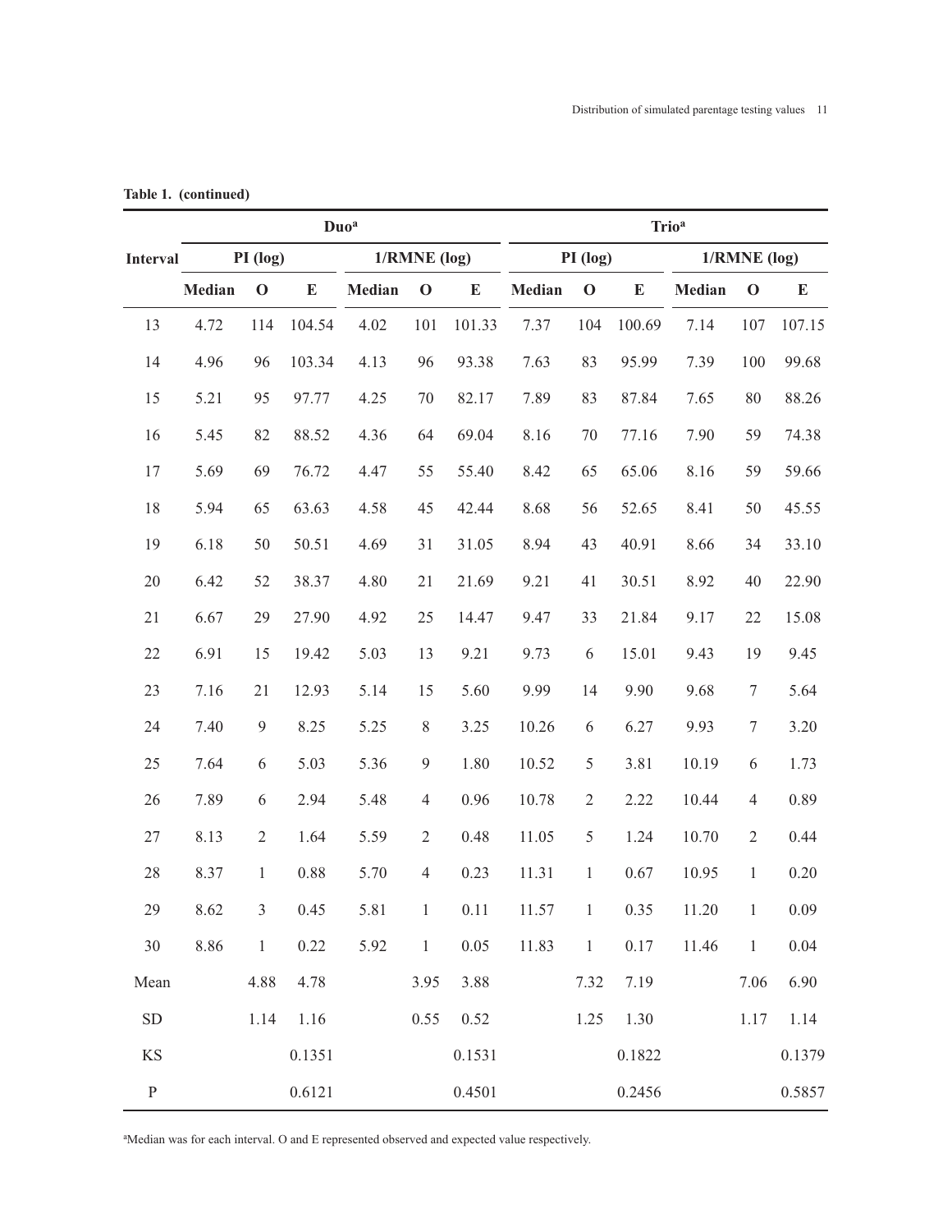**Table 1. (continued)**

| Interval | Duo[a] | | | | | | Trio[a] | | | | | |
|---|---|---|---|---|---|---|---|---|---|---|---|---|
| | PI (log) | | | 1/RMNE (log) | | | PI (log) | | | 1/RMNE (log) | | |
| | Median | O | E | Median | O | E | Median | O | E | Median | O | E |
| 13 | 4.72 | 114 | 104.54 | 4.02 | 101 | 101.33 | 7.37 | 104 | 100.69 | 7.14 | 107 | 107.15 |
| 14 | 4.96 | 96 | 103.34 | 4.13 | 96 | 93.38 | 7.63 | 83 | 95.99 | 7.39 | 100 | 99.68 |
| 15 | 5.21 | 95 | 97.77 | 4.25 | 70 | 82.17 | 7.89 | 83 | 87.84 | 7.65 | 80 | 88.26 |
| 16 | 5.45 | 82 | 88.52 | 4.36 | 64 | 69.04 | 8.16 | 70 | 77.16 | 7.90 | 59 | 74.38 |
| 17 | 5.69 | 69 | 76.72 | 4.47 | 55 | 55.40 | 8.42 | 65 | 65.06 | 8.16 | 59 | 59.66 |
| 18 | 5.94 | 65 | 63.63 | 4.58 | 45 | 42.44 | 8.68 | 56 | 52.65 | 8.41 | 50 | 45.55 |
| 19 | 6.18 | 50 | 50.51 | 4.69 | 31 | 31.05 | 8.94 | 43 | 40.91 | 8.66 | 34 | 33.10 |
| 20 | 6.42 | 52 | 38.37 | 4.80 | 21 | 21.69 | 9.21 | 41 | 30.51 | 8.92 | 40 | 22.90 |
| 21 | 6.67 | 29 | 27.90 | 4.92 | 25 | 14.47 | 9.47 | 33 | 21.84 | 9.17 | 22 | 15.08 |
| 22 | 6.91 | 15 | 19.42 | 5.03 | 13 | 9.21 | 9.73 | 6 | 15.01 | 9.43 | 19 | 9.45 |
| 23 | 7.16 | 21 | 12.93 | 5.14 | 15 | 5.60 | 9.99 | 14 | 9.90 | 9.68 | 7 | 5.64 |
| 24 | 7.40 | 9 | 8.25 | 5.25 | 8 | 3.25 | 10.26 | 6 | 6.27 | 9.93 | 7 | 3.20 |
| 25 | 7.64 | 6 | 5.03 | 5.36 | 9 | 1.80 | 10.52 | 5 | 3.81 | 10.19 | 6 | 1.73 |
| 26 | 7.89 | 6 | 2.94 | 5.48 | 4 | 0.96 | 10.78 | 2 | 2.22 | 10.44 | 4 | 0.89 |
| 27 | 8.13 | 2 | 1.64 | 5.59 | 2 | 0.48 | 11.05 | 5 | 1.24 | 10.70 | 2 | 0.44 |
| 28 | 8.37 | 1 | 0.88 | 5.70 | 4 | 0.23 | 11.31 | 1 | 0.67 | 10.95 | 1 | 0.20 |
| 29 | 8.62 | 3 | 0.45 | 5.81 | 1 | 0.11 | 11.57 | 1 | 0.35 | 11.20 | 1 | 0.09 |
| 30 | 8.86 | 1 | 0.22 | 5.92 | 1 | 0.05 | 11.83 | 1 | 0.17 | 11.46 | 1 | 0.04 |
| Mean | | 4.88 | 4.78 | | 3.95 | 3.88 | | 7.32 | 7.19 | | 7.06 | 6.90 |
| SD | | 1.14 | 1.16 | | 0.55 | 0.52 | | 1.25 | 1.30 | | 1.17 | 1.14 |
| KS | | | 0.1351 | | | 0.1531 | | | 0.1822 | | | 0.1379 |
| P | | | 0.6121 | | | 0.4501 | | | 0.2456 | | | 0.5857 |

[a]Median was for each interval. O and E represented observed and expected value respectively.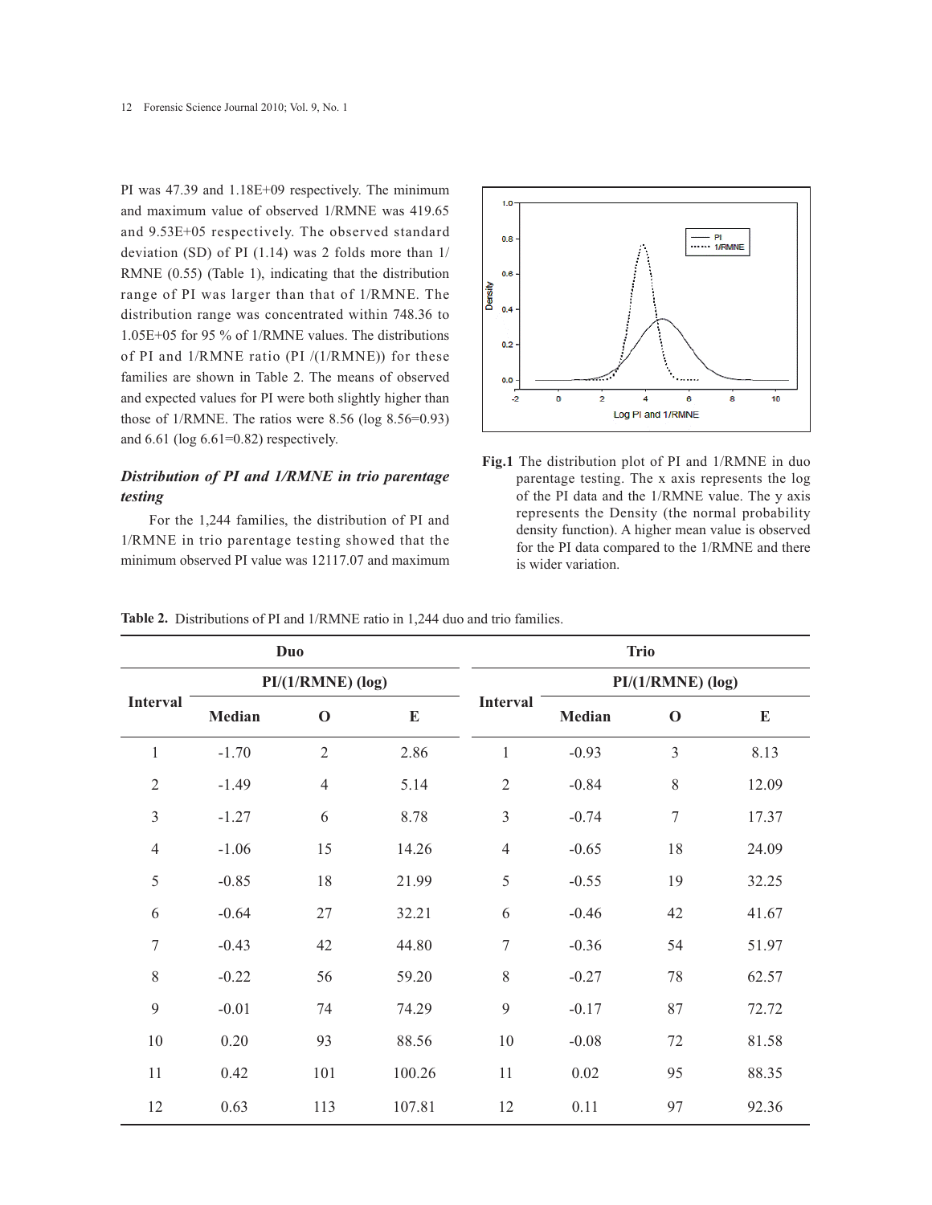PI was 47.39 and 1.18E+09 respectively. The minimum and maximum value of observed 1/RMNE was 419.65 and 9.53E+05 respectively. The observed standard deviation (SD) of PI (1.14) was 2 folds more than 1/RMNE (0.55) (Table 1), indicating that the distribution range of PI was larger than that of 1/RMNE. The distribution range was concentrated within 748.36 to 1.05E+05 for 95 % of 1/RMNE values. The distributions of PI and 1/RMNE ratio (PI /(1/RMNE)) for these families are shown in Table 2. The means of observed and expected values for PI were both slightly higher than those of 1/RMNE. The ratios were 8.56 (log 8.56=0.93) and 6.61 (log 6.61=0.82) respectively.

### *Distribution of PI and 1/RMNE in trio parentage testing*

For the 1,244 families, the distribution of PI and 1/RMNE in trio parentage testing showed that the minimum observed PI value was 12117.07 and maximum

**Fig.1** The distribution plot of PI and 1/RMNE in duo parentage testing. The x axis represents the log of the PI data and the 1/RMNE value. The y axis represents the Density (the normal probability density function). A higher mean value is observed for the PI data compared to the 1/RMNE and there is wider variation.

**Table 2.** Distributions of PI and 1/RMNE ratio in 1,244 duo and trio families.

| Duo | | | | Trio | | | |
|---|---|---|---|---|---|---|---|
| Interval | PI/(1/RMNE) (log) | | | Interval | PI/(1/RMNE) (log) | | |
| | Median | O | E | | Median | O | E |
| 1 | -1.70 | 2 | 2.86 | 1 | -0.93 | 3 | 8.13 |
| 2 | -1.49 | 4 | 5.14 | 2 | -0.84 | 8 | 12.09 |
| 3 | -1.27 | 6 | 8.78 | 3 | -0.74 | 7 | 17.37 |
| 4 | -1.06 | 15 | 14.26 | 4 | -0.65 | 18 | 24.09 |
| 5 | -0.85 | 18 | 21.99 | 5 | -0.55 | 19 | 32.25 |
| 6 | -0.64 | 27 | 32.21 | 6 | -0.46 | 42 | 41.67 |
| 7 | -0.43 | 42 | 44.80 | 7 | -0.36 | 54 | 51.97 |
| 8 | -0.22 | 56 | 59.20 | 8 | -0.27 | 78 | 62.57 |
| 9 | -0.01 | 74 | 74.29 | 9 | -0.17 | 87 | 72.72 |
| 10 | 0.20 | 93 | 88.56 | 10 | -0.08 | 72 | 81.58 |
| 11 | 0.42 | 101 | 100.26 | 11 | 0.02 | 95 | 88.35 |
| 12 | 0.63 | 113 | 107.81 | 12 | 0.11 | 97 | 92.36 |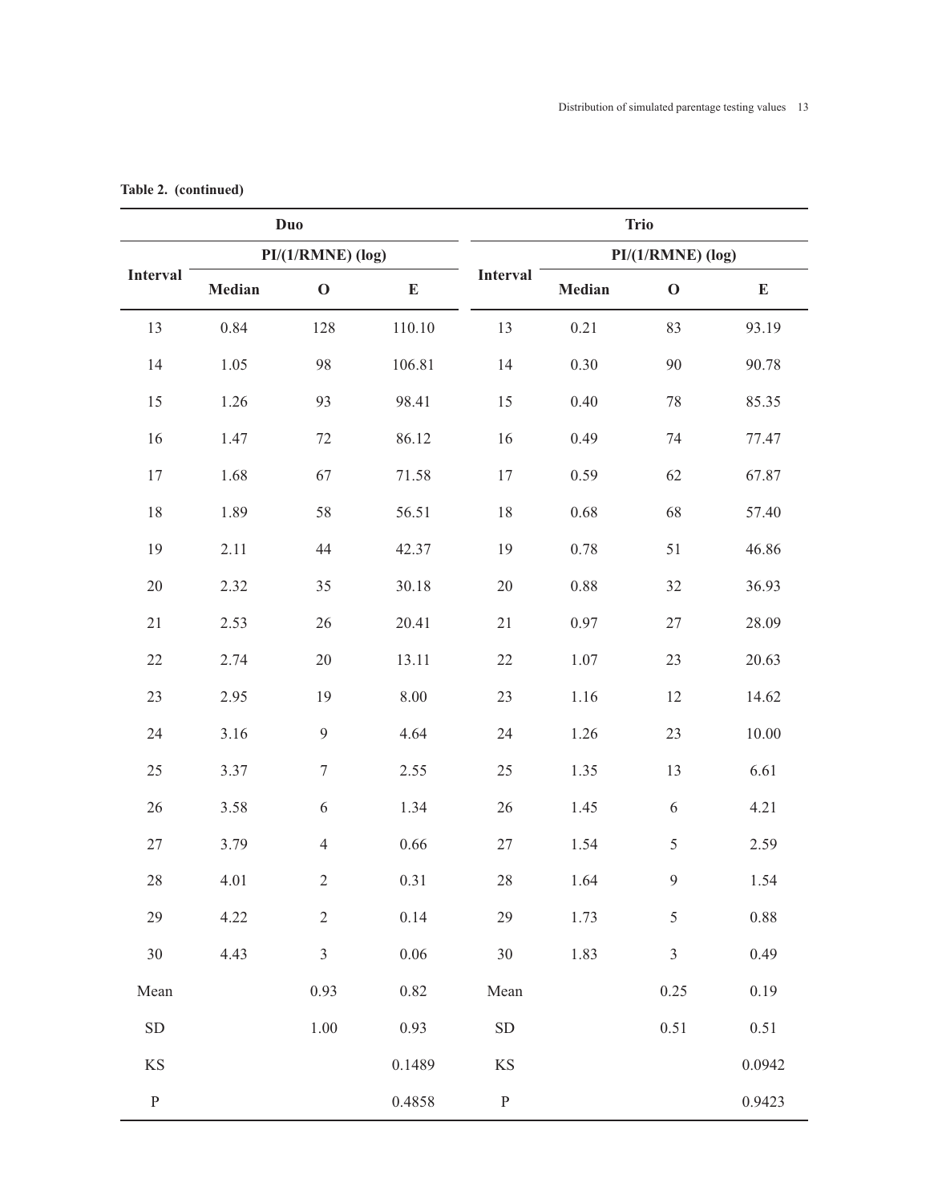**Table 2. (continued)**

| Duo | | | | Trio | | | |
|---|---|---|---|---|---|---|---|
| | PI/(1/RMNE) (log) | | | | PI/(1/RMNE) (log) | | |
| Interval | Median | O | E | Interval | Median | O | E |
| 13 | 0.84 | 128 | 110.10 | 13 | 0.21 | 83 | 93.19 |
| 14 | 1.05 | 98 | 106.81 | 14 | 0.30 | 90 | 90.78 |
| 15 | 1.26 | 93 | 98.41 | 15 | 0.40 | 78 | 85.35 |
| 16 | 1.47 | 72 | 86.12 | 16 | 0.49 | 74 | 77.47 |
| 17 | 1.68 | 67 | 71.58 | 17 | 0.59 | 62 | 67.87 |
| 18 | 1.89 | 58 | 56.51 | 18 | 0.68 | 68 | 57.40 |
| 19 | 2.11 | 44 | 42.37 | 19 | 0.78 | 51 | 46.86 |
| 20 | 2.32 | 35 | 30.18 | 20 | 0.88 | 32 | 36.93 |
| 21 | 2.53 | 26 | 20.41 | 21 | 0.97 | 27 | 28.09 |
| 22 | 2.74 | 20 | 13.11 | 22 | 1.07 | 23 | 20.63 |
| 23 | 2.95 | 19 | 8.00 | 23 | 1.16 | 12 | 14.62 |
| 24 | 3.16 | 9 | 4.64 | 24 | 1.26 | 23 | 10.00 |
| 25 | 3.37 | 7 | 2.55 | 25 | 1.35 | 13 | 6.61 |
| 26 | 3.58 | 6 | 1.34 | 26 | 1.45 | 6 | 4.21 |
| 27 | 3.79 | 4 | 0.66 | 27 | 1.54 | 5 | 2.59 |
| 28 | 4.01 | 2 | 0.31 | 28 | 1.64 | 9 | 1.54 |
| 29 | 4.22 | 2 | 0.14 | 29 | 1.73 | 5 | 0.88 |
| 30 | 4.43 | 3 | 0.06 | 30 | 1.83 | 3 | 0.49 |
| Mean | | 0.93 | 0.82 | Mean | | 0.25 | 0.19 |
| SD | | 1.00 | 0.93 | SD | | 0.51 | 0.51 |
| KS | | | 0.1489 | KS | | | 0.0942 |
| P | | | 0.4858 | P | | | 0.9423 |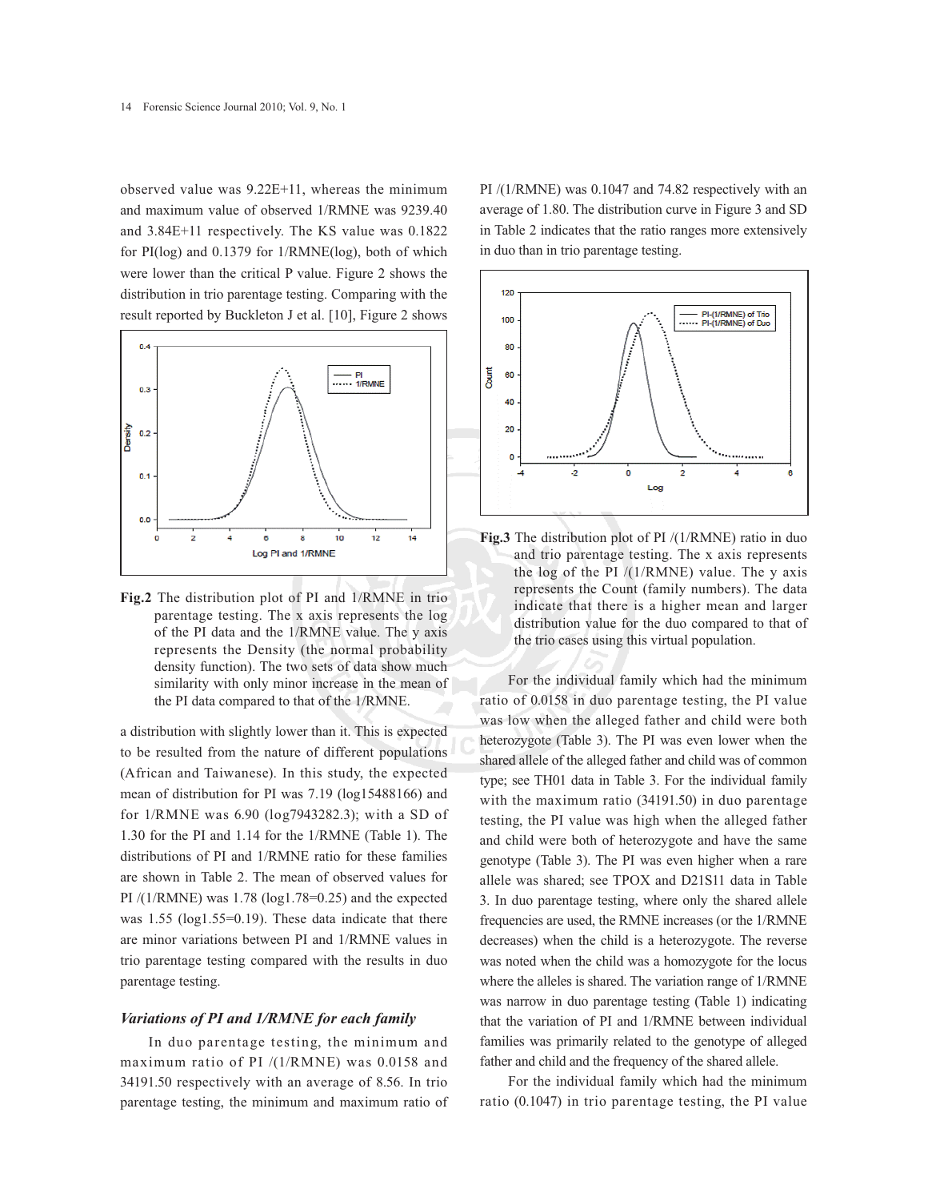observed value was 9.22E+11, whereas the minimum and maximum value of observed 1/RMNE was 9239.40 and 3.84E+11 respectively. The KS value was 0.1822 for PI(log) and 0.1379 for 1/RMNE(log), both of which were lower than the critical P value. Figure 2 shows the distribution in trio parentage testing. Comparing with the result reported by Buckleton J et al. [10], Figure 2 shows a distribution with slightly lower than it. This is expected to be resulted from the nature of different populations (African and Taiwanese). In this study, the expected mean of distribution for PI was 7.19 (log15488166) and for 1/RMNE was 6.90 (log7943282.3); with a SD of 1.30 for the PI and 1.14 for the 1/RMNE (Table 1). The distributions of PI and 1/RMNE ratio for these families are shown in Table 2. The mean of observed values for PI /(1/RMNE) was 1.78 (log1.78=0.25) and the expected was 1.55 (log1.55=0.19). These data indicate that there are minor variations between PI and 1/RMNE values in trio parentage testing compared with the results in duo parentage testing.

**Fig.2** The distribution plot of PI and 1/RMNE in trio parentage testing. The x axis represents the log of the PI data and the 1/RMNE value. The y axis represents the Density (the normal probability density function). The two sets of data show much similarity with only minor increase in the mean of the PI data compared to that of the 1/RMNE.

### *Variations of PI and 1/RMNE for each family*

In duo parentage testing, the minimum and maximum ratio of PI /(1/RMNE) was 0.0158 and 34191.50 respectively with an average of 8.56. In trio parentage testing, the minimum and maximum ratio of PI /(1/RMNE) was 0.1047 and 74.82 respectively with an average of 1.80. The distribution curve in Figure 3 and SD in Table 2 indicates that the ratio ranges more extensively in duo than in trio parentage testing.

**Fig.3** The distribution plot of PI /(1/RMNE) ratio in duo and trio parentage testing. The x axis represents the log of the PI /(1/RMNE) value. The y axis represents the Count (family numbers). The data indicate that there is a higher mean and larger distribution value for the duo compared to that of the trio cases using this virtual population.

For the individual family which had the minimum ratio of 0.0158 in duo parentage testing, the PI value was low when the alleged father and child were both heterozygote (Table 3). The PI was even lower when the shared allele of the alleged father and child was of common type; see TH01 data in Table 3. For the individual family with the maximum ratio (34191.50) in duo parentage testing, the PI value was high when the alleged father and child were both of heterozygote and have the same genotype (Table 3). The PI was even higher when a rare allele was shared; see TPOX and D21S11 data in Table 3. In duo parentage testing, where only the shared allele frequencies are used, the RMNE increases (or the 1/RMNE decreases) when the child is a heterozygote. The reverse was noted when the child was a homozygote for the locus where the alleles is shared. The variation range of 1/RMNE was narrow in duo parentage testing (Table 1) indicating that the variation of PI and 1/RMNE between individual families was primarily related to the genotype of alleged father and child and the frequency of the shared allele.

For the individual family which had the minimum ratio (0.1047) in trio parentage testing, the PI value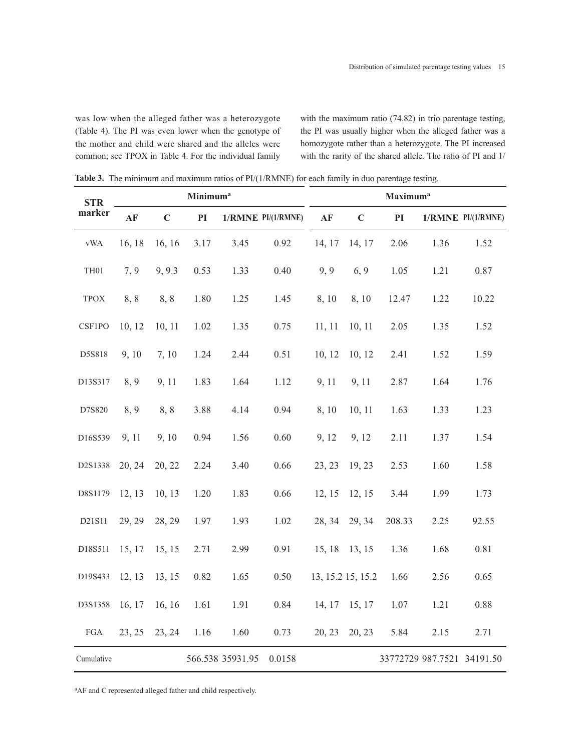was low when the alleged father was a heterozygote (Table 4). The PI was even lower when the genotype of the mother and child were shared and the alleles were common; see TPOX in Table 4. For the individual family with the maximum ratio (74.82) in trio parentage testing, the PI was usually higher when the alleged father was a homozygote rather than a heterozygote. The PI increased with the rarity of the shared allele. The ratio of PI and 1/

**Table 3.** The minimum and maximum ratios of PI/(1/RMNE) for each family in duo parentage testing.

| STR marker | Minimum[a] | | | | | Maximum[a] | | | | |
|---|---|---|---|---|---|---|---|---|---|---|
| | AF | C | PI | 1/RMNE | PI/(1/RMNE) | AF | C | PI | 1/RMNE | PI/(1/RMNE) |
| vWA | 16, 18 | 16, 16 | 3.17 | 3.45 | 0.92 | 14, 17 | 14, 17 | 2.06 | 1.36 | 1.52 |
| TH01 | 7, 9 | 9, 9.3 | 0.53 | 1.33 | 0.40 | 9, 9 | 6, 9 | 1.05 | 1.21 | 0.87 |
| TPOX | 8, 8 | 8, 8 | 1.80 | 1.25 | 1.45 | 8, 10 | 8, 10 | 12.47 | 1.22 | 10.22 |
| CSF1PO | 10, 12 | 10, 11 | 1.02 | 1.35 | 0.75 | 11, 11 | 10, 11 | 2.05 | 1.35 | 1.52 |
| D5S818 | 9, 10 | 7, 10 | 1.24 | 2.44 | 0.51 | 10, 12 | 10, 12 | 2.41 | 1.52 | 1.59 |
| D13S317 | 8, 9 | 9, 11 | 1.83 | 1.64 | 1.12 | 9, 11 | 9, 11 | 2.87 | 1.64 | 1.76 |
| D7S820 | 8, 9 | 8, 8 | 3.88 | 4.14 | 0.94 | 8, 10 | 10, 11 | 1.63 | 1.33 | 1.23 |
| D16S539 | 9, 11 | 9, 10 | 0.94 | 1.56 | 0.60 | 9, 12 | 9, 12 | 2.11 | 1.37 | 1.54 |
| D2S1338 | 20, 24 | 20, 22 | 2.24 | 3.40 | 0.66 | 23, 23 | 19, 23 | 2.53 | 1.60 | 1.58 |
| D8S1179 | 12, 13 | 10, 13 | 1.20 | 1.83 | 0.66 | 12, 15 | 12, 15 | 3.44 | 1.99 | 1.73 |
| D21S11 | 29, 29 | 28, 29 | 1.97 | 1.93 | 1.02 | 28, 34 | 29, 34 | 208.33 | 2.25 | 92.55 |
| D18S511 | 15, 17 | 15, 15 | 2.71 | 2.99 | 0.91 | 15, 18 | 13, 15 | 1.36 | 1.68 | 0.81 |
| D19S433 | 12, 13 | 13, 15 | 0.82 | 1.65 | 0.50 | 13, 15.2 | 15, 15.2 | 1.66 | 2.56 | 0.65 |
| D3S1358 | 16, 17 | 16, 16 | 1.61 | 1.91 | 0.84 | 14, 17 | 15, 17 | 1.07 | 1.21 | 0.88 |
| FGA | 23, 25 | 23, 24 | 1.16 | 1.60 | 0.73 | 20, 23 | 20, 23 | 5.84 | 2.15 | 2.71 |
| Cumulative | | | 566.538 | 35931.95 | 0.0158 | | | 33772729 | 987.7521 | 34191.50 |

[a]AF and C represented alleged father and child respectively.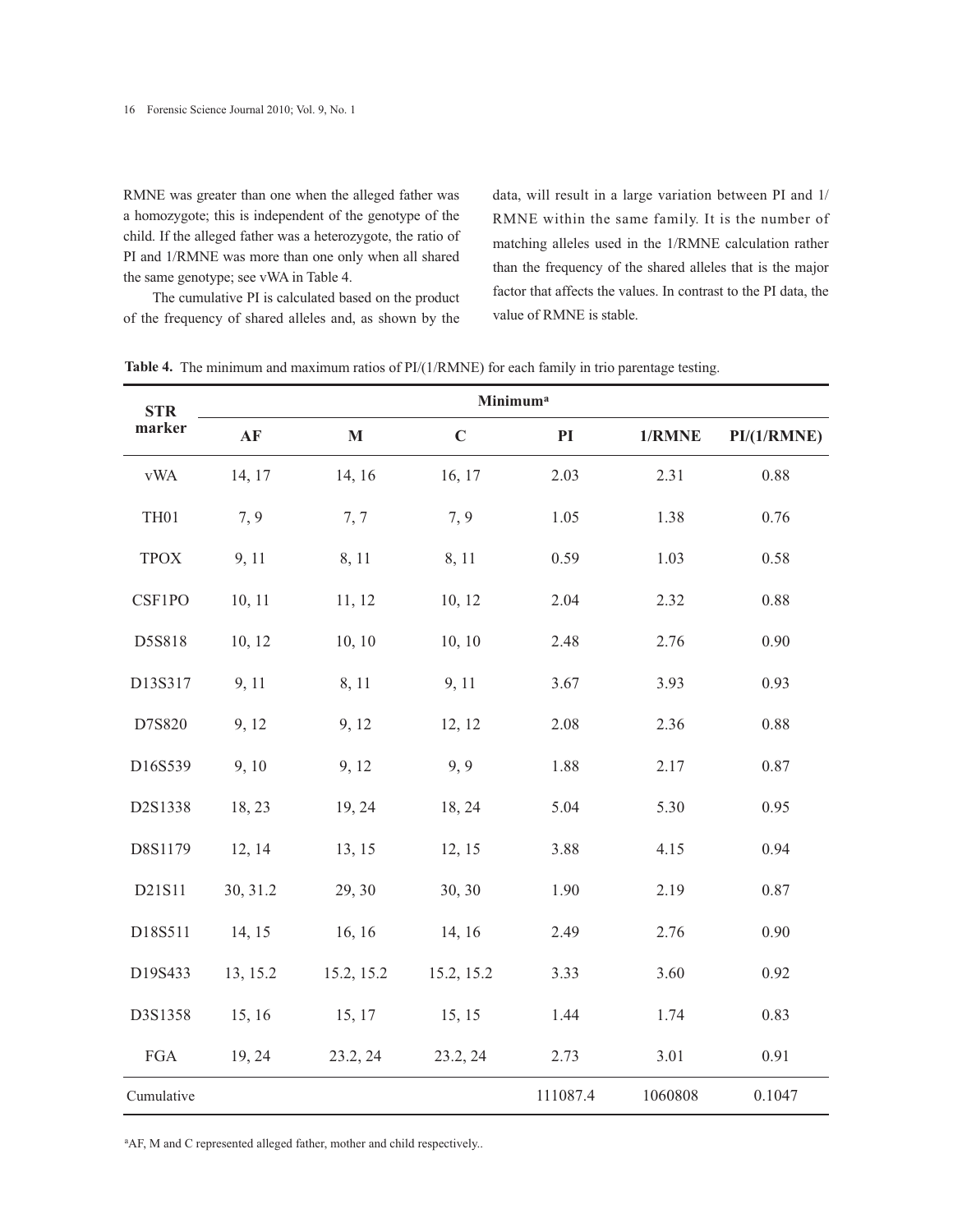RMNE was greater than one when the alleged father was a homozygote; this is independent of the genotype of the child. If the alleged father was a heterozygote, the ratio of PI and 1/RMNE was more than one only when all shared the same genotype; see vWA in Table 4.

The cumulative PI is calculated based on the product of the frequency of shared alleles and, as shown by the data, will result in a large variation between PI and 1/RMNE within the same family. It is the number of matching alleles used in the 1/RMNE calculation rather than the frequency of the shared alleles that is the major factor that affects the values. In contrast to the PI data, the value of RMNE is stable.

**Table 4.** The minimum and maximum ratios of PI/(1/RMNE) for each family in trio parentage testing.

| STR marker | Minimum[a] | | | | | |
|---|---|---|---|---|---|---|
| | **AF** | **M** | **C** | **PI** | **1/RMNE** | **PI/(1/RMNE)** |
| vWA | 14, 17 | 14, 16 | 16, 17 | 2.03 | 2.31 | 0.88 |
| TH01 | 7, 9 | 7, 7 | 7, 9 | 1.05 | 1.38 | 0.76 |
| TPOX | 9, 11 | 8, 11 | 8, 11 | 0.59 | 1.03 | 0.58 |
| CSF1PO | 10, 11 | 11, 12 | 10, 12 | 2.04 | 2.32 | 0.88 |
| D5S818 | 10, 12 | 10, 10 | 10, 10 | 2.48 | 2.76 | 0.90 |
| D13S317 | 9, 11 | 8, 11 | 9, 11 | 3.67 | 3.93 | 0.93 |
| D7S820 | 9, 12 | 9, 12 | 12, 12 | 2.08 | 2.36 | 0.88 |
| D16S539 | 9, 10 | 9, 12 | 9, 9 | 1.88 | 2.17 | 0.87 |
| D2S1338 | 18, 23 | 19, 24 | 18, 24 | 5.04 | 5.30 | 0.95 |
| D8S1179 | 12, 14 | 13, 15 | 12, 15 | 3.88 | 4.15 | 0.94 |
| D21S11 | 30, 31.2 | 29, 30 | 30, 30 | 1.90 | 2.19 | 0.87 |
| D18S511 | 14, 15 | 16, 16 | 14, 16 | 2.49 | 2.76 | 0.90 |
| D19S433 | 13, 15.2 | 15.2, 15.2 | 15.2, 15.2 | 3.33 | 3.60 | 0.92 |
| D3S1358 | 15, 16 | 15, 17 | 15, 15 | 1.44 | 1.74 | 0.83 |
| FGA | 19, 24 | 23.2, 24 | 23.2, 24 | 2.73 | 3.01 | 0.91 |
| Cumulative | | | | 111087.4 | 1060808 | 0.1047 |

[a]AF, M and C represented alleged father, mother and child respectively..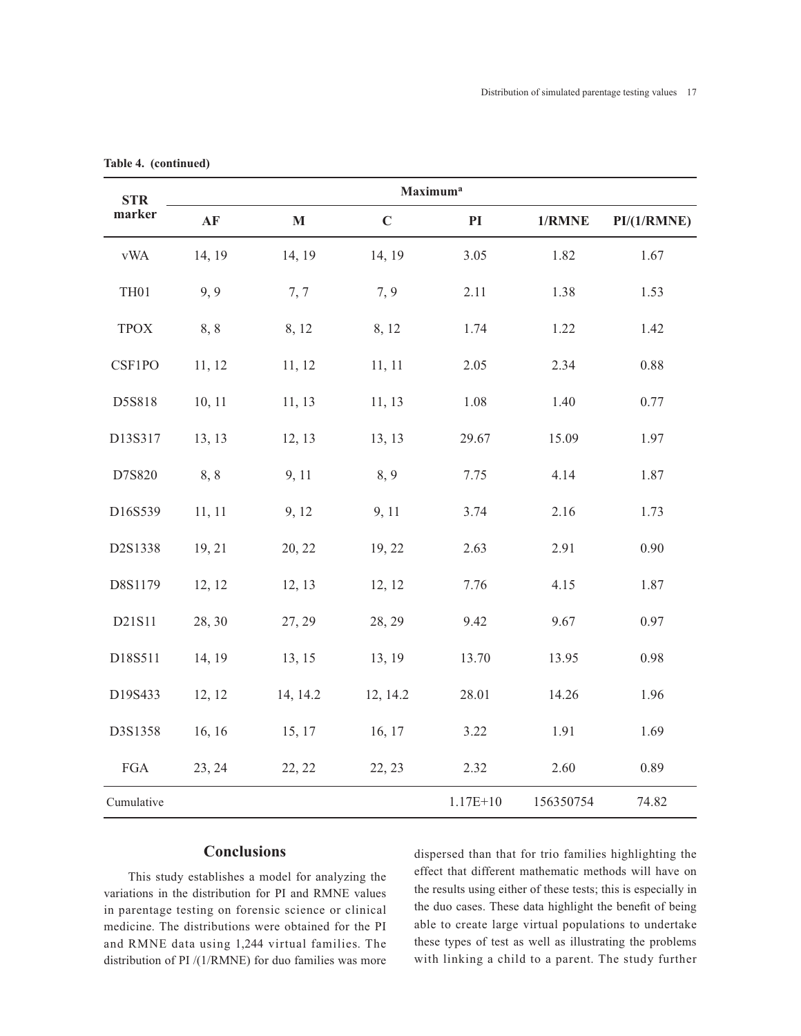**Table 4. (continued)**

| STR marker | Maximum[a] | | | | | |
|---|---|---|---|---|---|---|
| | AF | M | C | PI | 1/RMNE | PI/(1/RMNE) |
| vWA | 14, 19 | 14, 19 | 14, 19 | 3.05 | 1.82 | 1.67 |
| TH01 | 9, 9 | 7, 7 | 7, 9 | 2.11 | 1.38 | 1.53 |
| TPOX | 8, 8 | 8, 12 | 8, 12 | 1.74 | 1.22 | 1.42 |
| CSF1PO | 11, 12 | 11, 12 | 11, 11 | 2.05 | 2.34 | 0.88 |
| D5S818 | 10, 11 | 11, 13 | 11, 13 | 1.08 | 1.40 | 0.77 |
| D13S317 | 13, 13 | 12, 13 | 13, 13 | 29.67 | 15.09 | 1.97 |
| D7S820 | 8, 8 | 9, 11 | 8, 9 | 7.75 | 4.14 | 1.87 |
| D16S539 | 11, 11 | 9, 12 | 9, 11 | 3.74 | 2.16 | 1.73 |
| D2S1338 | 19, 21 | 20, 22 | 19, 22 | 2.63 | 2.91 | 0.90 |
| D8S1179 | 12, 12 | 12, 13 | 12, 12 | 7.76 | 4.15 | 1.87 |
| D21S11 | 28, 30 | 27, 29 | 28, 29 | 9.42 | 9.67 | 0.97 |
| D18S511 | 14, 19 | 13, 15 | 13, 19 | 13.70 | 13.95 | 0.98 |
| D19S433 | 12, 12 | 14, 14.2 | 12, 14.2 | 28.01 | 14.26 | 1.96 |
| D3S1358 | 16, 16 | 15, 17 | 16, 17 | 3.22 | 1.91 | 1.69 |
| FGA | 23, 24 | 22, 22 | 22, 23 | 2.32 | 2.60 | 0.89 |
| Cumulative | | | | 1.17E+10 | 156350754 | 74.82 |

## Conclusions

This study establishes a model for analyzing the variations in the distribution for PI and RMNE values in parentage testing on forensic science or clinical medicine. The distributions were obtained for the PI and RMNE data using 1,244 virtual families. The distribution of PI /(1/RMNE) for duo families was more dispersed than that for trio families highlighting the effect that different mathematic methods will have on the results using either of these tests; this is especially in the duo cases. These data highlight the benefit of being able to create large virtual populations to undertake these types of test as well as illustrating the problems with linking a child to a parent. The study further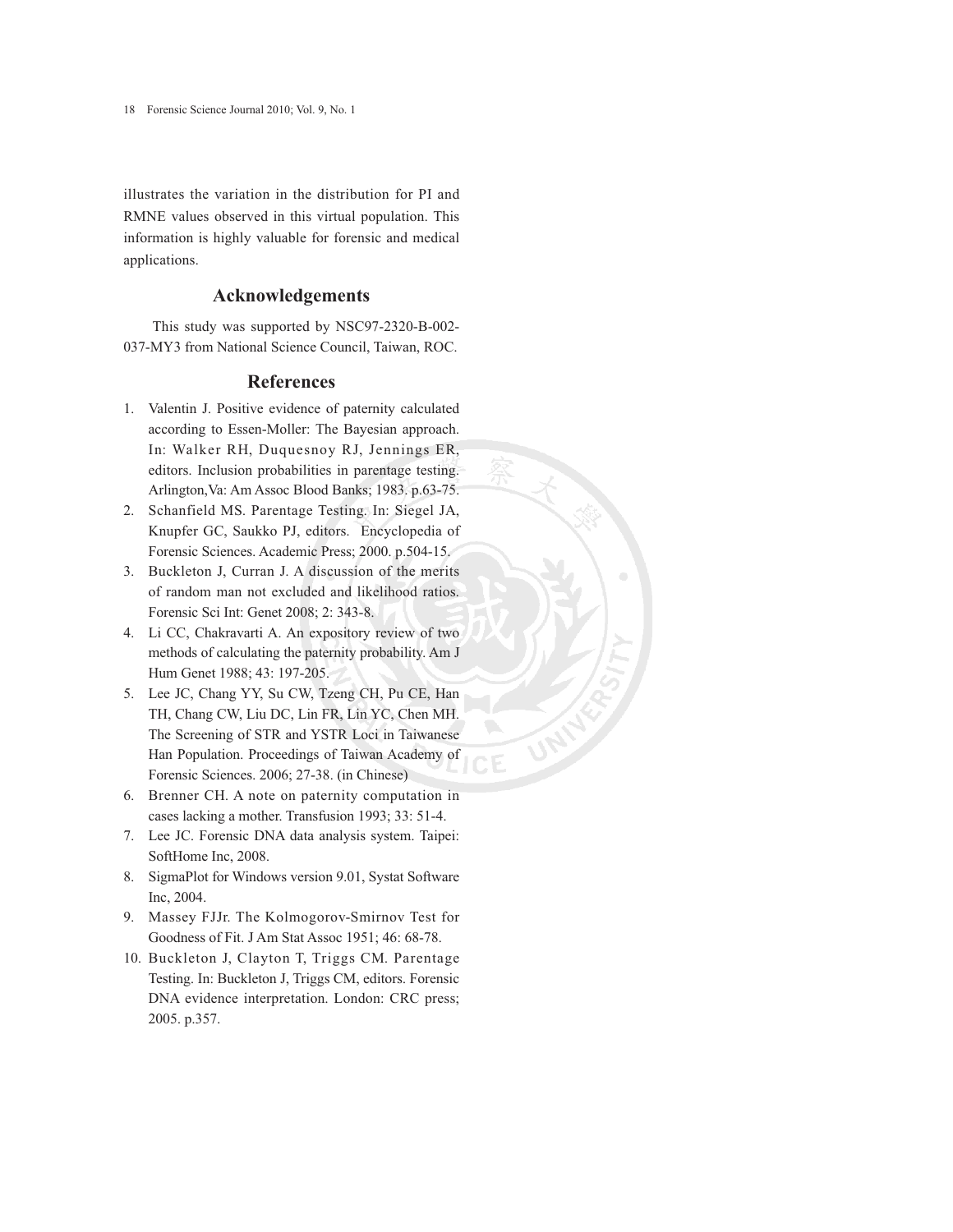illustrates the variation in the distribution for PI and RMNE values observed in this virtual population. This information is highly valuable for forensic and medical applications.

## Acknowledgements

This study was supported by NSC97-2320-B-002-037-MY3 from National Science Council, Taiwan, ROC.

## References

1. Valentin J. Positive evidence of paternity calculated according to Essen-Moller: The Bayesian approach. In: Walker RH, Duquesnoy RJ, Jennings ER, editors. Inclusion probabilities in parentage testing. Arlington,Va: Am Assoc Blood Banks; 1983. p.63-75.
2. Schanfield MS. Parentage Testing. In: Siegel JA, Knupfer GC, Saukko PJ, editors. Encyclopedia of Forensic Sciences. Academic Press; 2000. p.504-15.
3. Buckleton J, Curran J. A discussion of the merits of random man not excluded and likelihood ratios. Forensic Sci Int: Genet 2008; 2: 343-8.
4. Li CC, Chakravarti A. An expository review of two methods of calculating the paternity probability. Am J Hum Genet 1988; 43: 197-205.
5. Lee JC, Chang YY, Su CW, Tzeng CH, Pu CE, Han TH, Chang CW, Liu DC, Lin FR, Lin YC, Chen MH. The Screening of STR and YSTR Loci in Taiwanese Han Population. Proceedings of Taiwan Academy of Forensic Sciences. 2006; 27-38. (in Chinese)
6. Brenner CH. A note on paternity computation in cases lacking a mother. Transfusion 1993; 33: 51-4.
7. Lee JC. Forensic DNA data analysis system. Taipei: SoftHome Inc, 2008.
8. SigmaPlot for Windows version 9.01, Systat Software Inc, 2004.
9. Massey FJJr. The Kolmogorov-Smirnov Test for Goodness of Fit. J Am Stat Assoc 1951; 46: 68-78.
10. Buckleton J, Clayton T, Triggs CM. Parentage Testing. In: Buckleton J, Triggs CM, editors. Forensic DNA evidence interpretation. London: CRC press; 2005. p.357.